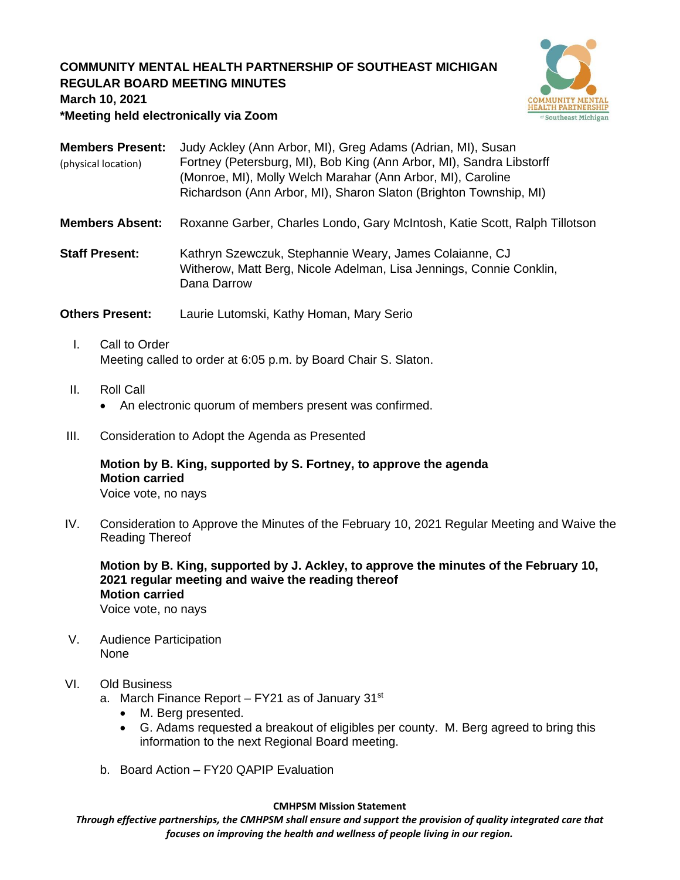**COMMUNITY MENTAL HEALTH PARTNERSHIP OF SOUTHEAST MICHIGAN**
**REGULAR BOARD MEETING MINUTES**
**March 10, 2021**
***Meeting held electronically via Zoom**

**Members Present:** (physical location) Judy Ackley (Ann Arbor, MI), Greg Adams (Adrian, MI), Susan Fortney (Petersburg, MI), Bob King (Ann Arbor, MI), Sandra Libstorff (Monroe, MI), Molly Welch Marahar (Ann Arbor, MI), Caroline Richardson (Ann Arbor, MI), Sharon Slaton (Brighton Township, MI)

**Members Absent:** Roxanne Garber, Charles Londo, Gary McIntosh, Katie Scott, Ralph Tillotson

**Staff Present:** Kathryn Szewczuk, Stephannie Weary, James Colaianne, CJ Witherow, Matt Berg, Nicole Adelman, Lisa Jennings, Connie Conklin, Dana Darrow

**Others Present:** Laurie Lutomski, Kathy Homan, Mary Serio

I. Call to Order
Meeting called to order at 6:05 p.m. by Board Chair S. Slaton.

II. Roll Call
- An electronic quorum of members present was confirmed.

III. Consideration to Adopt the Agenda as Presented

**Motion by B. King, supported by S. Fortney, to approve the agenda**
**Motion carried**
Voice vote, no nays

IV. Consideration to Approve the Minutes of the February 10, 2021 Regular Meeting and Waive the Reading Thereof

**Motion by B. King, supported by J. Ackley, to approve the minutes of the February 10, 2021 regular meeting and waive the reading thereof**
**Motion carried**
Voice vote, no nays

V. Audience Participation
None

VI. Old Business
a. March Finance Report – FY21 as of January 31st
- M. Berg presented.
- G. Adams requested a breakout of eligibles per county. M. Berg agreed to bring this information to the next Regional Board meeting.

b. Board Action – FY20 QAPIP Evaluation

**CMHPSM Mission Statement**
***Through effective partnerships, the CMHPSM shall ensure and support the provision of quality integrated care that focuses on improving the health and wellness of people living in our region.***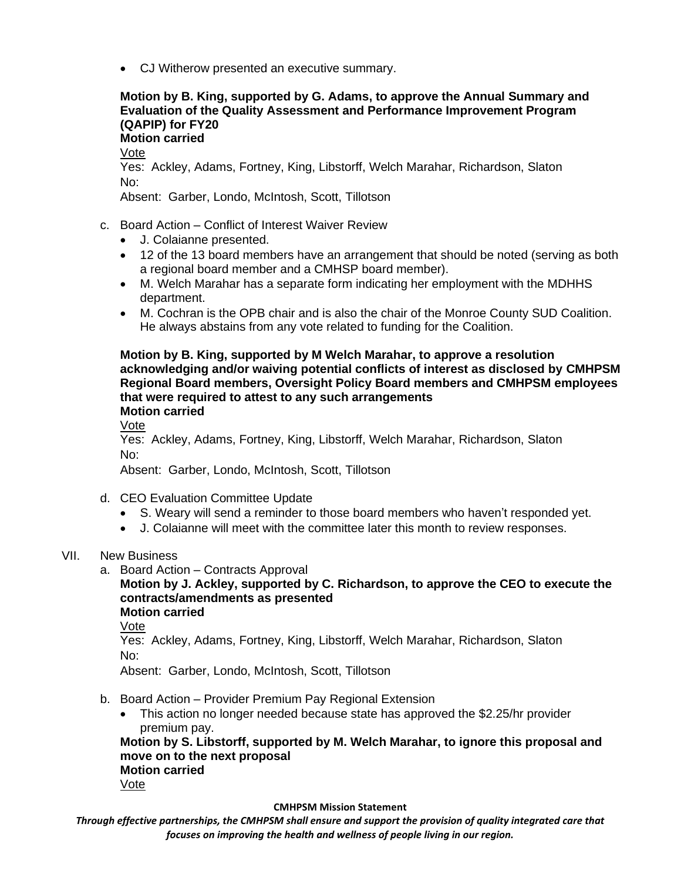- CJ Witherow presented an executive summary.

**Motion by B. King, supported by G. Adams, to approve the Annual Summary and Evaluation of the Quality Assessment and Performance Improvement Program (QAPIP) for FY20**
**Motion carried**

Vote
Yes: Ackley, Adams, Fortney, King, Libstorff, Welch Marahar, Richardson, Slaton
No:
Absent: Garber, Londo, McIntosh, Scott, Tillotson

c. Board Action – Conflict of Interest Waiver Review
- J. Colaianne presented.
- 12 of the 13 board members have an arrangement that should be noted (serving as both a regional board member and a CMHSP board member).
- M. Welch Marahar has a separate form indicating her employment with the MDHHS department.
- M. Cochran is the OPB chair and is also the chair of the Monroe County SUD Coalition. He always abstains from any vote related to funding for the Coalition.

**Motion by B. King, supported by M Welch Marahar, to approve a resolution acknowledging and/or waiving potential conflicts of interest as disclosed by CMHPSM Regional Board members, Oversight Policy Board members and CMHPSM employees that were required to attest to any such arrangements**
**Motion carried**

Vote
Yes: Ackley, Adams, Fortney, King, Libstorff, Welch Marahar, Richardson, Slaton
No:
Absent: Garber, Londo, McIntosh, Scott, Tillotson

d. CEO Evaluation Committee Update
- S. Weary will send a reminder to those board members who haven't responded yet.
- J. Colaianne will meet with the committee later this month to review responses.

VII. New Business

a. Board Action – Contracts Approval

**Motion by J. Ackley, supported by C. Richardson, to approve the CEO to execute the contracts/amendments as presented**
**Motion carried**

Vote
Yes: Ackley, Adams, Fortney, King, Libstorff, Welch Marahar, Richardson, Slaton
No:
Absent: Garber, Londo, McIntosh, Scott, Tillotson

b. Board Action – Provider Premium Pay Regional Extension
- This action no longer needed because state has approved the $2.25/hr provider premium pay.

**Motion by S. Libstorff, supported by M. Welch Marahar, to ignore this proposal and move on to the next proposal**
**Motion carried**

Vote

**CMHPSM Mission Statement**

*Through effective partnerships, the CMHPSM shall ensure and support the provision of quality integrated care that focuses on improving the health and wellness of people living in our region.*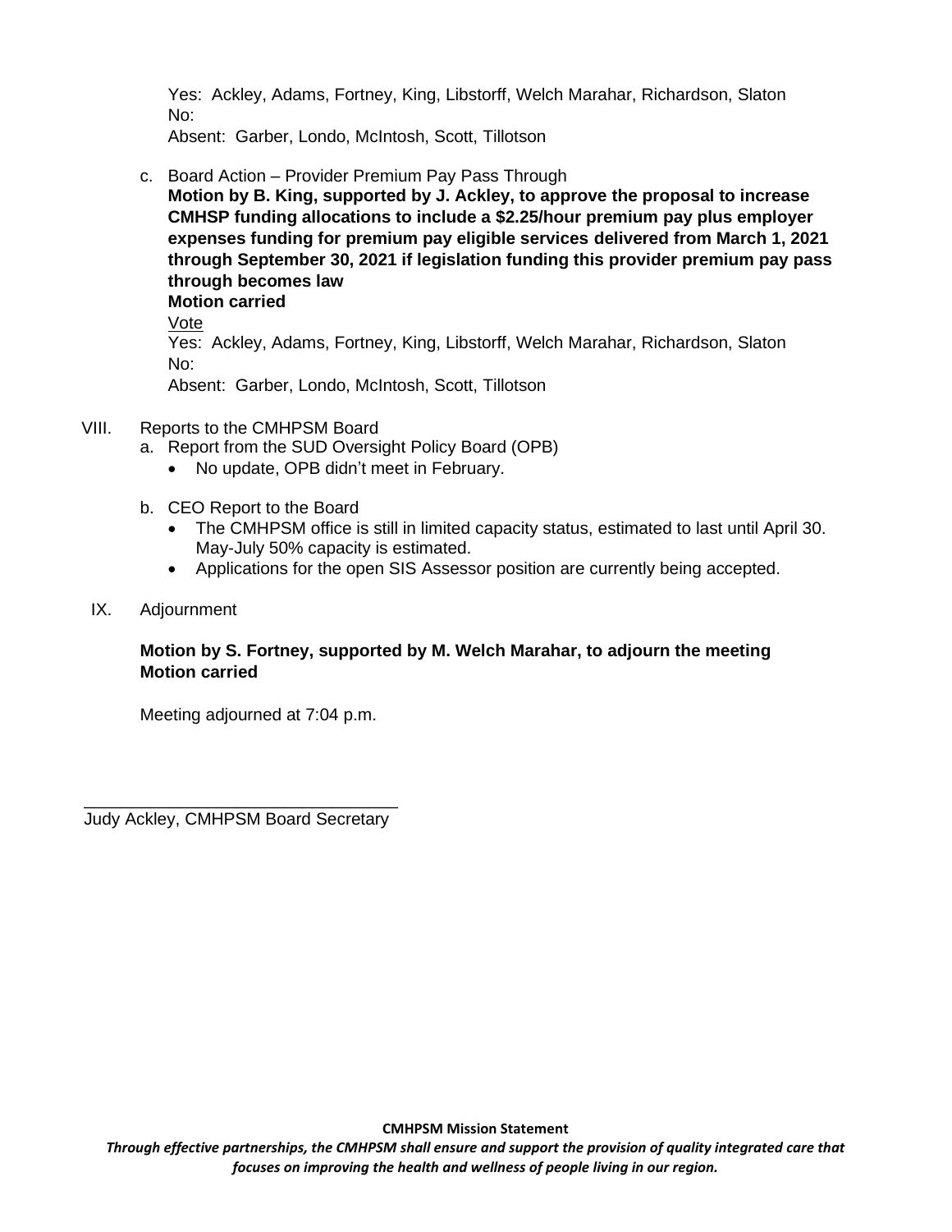Yes: Ackley, Adams, Fortney, King, Libstorff, Welch Marahar, Richardson, Slaton
No:
Absent: Garber, Londo, McIntosh, Scott, Tillotson

c. Board Action – Provider Premium Pay Pass Through
**Motion by B. King, supported by J. Ackley, to approve the proposal to increase CMHSP funding allocations to include a $2.25/hour premium pay plus employer expenses funding for premium pay eligible services delivered from March 1, 2021 through September 30, 2021 if legislation funding this provider premium pay pass through becomes law**
**Motion carried**
Vote
Yes: Ackley, Adams, Fortney, King, Libstorff, Welch Marahar, Richardson, Slaton
No:
Absent: Garber, Londo, McIntosh, Scott, Tillotson

VIII. Reports to the CMHPSM Board

a. Report from the SUD Oversight Policy Board (OPB)
- No update, OPB didn't meet in February.

b. CEO Report to the Board
- The CMHPSM office is still in limited capacity status, estimated to last until April 30. May-July 50% capacity is estimated.
- Applications for the open SIS Assessor position are currently being accepted.

IX. Adjournment

**Motion by S. Fortney, supported by M. Welch Marahar, to adjourn the meeting**
**Motion carried**

Meeting adjourned at 7:04 p.m.

\_\_\_\_\_\_\_\_\_\_\_\_\_\_\_\_\_\_\_\_\_\_\_\_\_\_\_\_\_\_\_\_
Judy Ackley, CMHPSM Board Secretary

**CMHPSM Mission Statement**

***Through effective partnerships, the CMHPSM shall ensure and support the provision of quality integrated care that focuses on improving the health and wellness of people living in our region.***